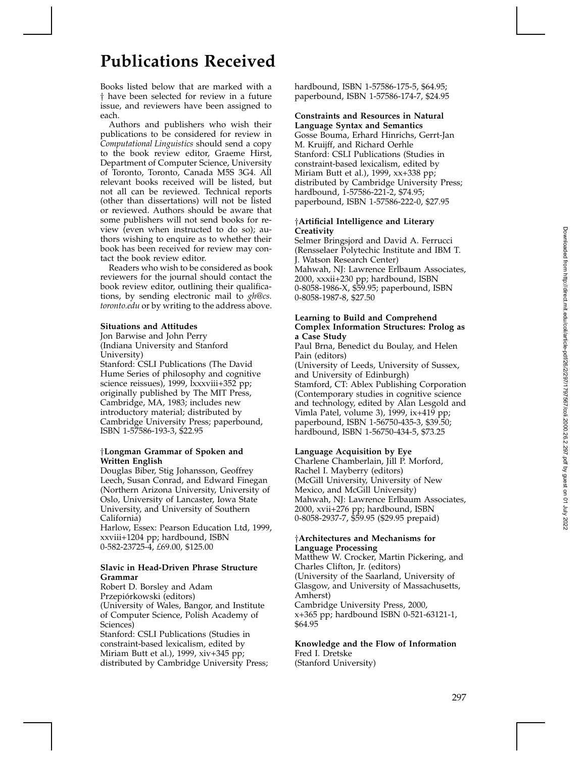# Publications Received

Books listed below that are marked with a † have been selected for review in a future issue, and reviewers have been assigned to each.

Authors and publishers who wish their publications to be considered for review in *Computational Linguistics* should send a copy to the book review editor, Graeme Hirst, Department of Computer Science, University of Toronto, Toronto, Canada M5S 3G4. All relevant books received will be listed, but not all can be reviewed. Technical reports (other than dissertations) will not be listed or reviewed. Authors should be aware that some publishers will not send books for review (even when instructed to do so); authors wishing to enquire as to whether their book has been received for review may contact the book review editor.

Readers who wish to be considered as book reviewers for the journal should contact the book review editor, outlining their qualifications, by sending electronic mail to *gh@cs.toronto.edu* or by writing to the address above.

**Situations and Attitudes**
Jon Barwise and John Perry
(Indiana University and Stanford University)
Stanford: CSLI Publications (The David Hume Series of philosophy and cognitive science reissues), 1999, lxxxviii+352 pp; originally published by The MIT Press, Cambridge, MA, 1983; includes new introductory material; distributed by Cambridge University Press; paperbound, ISBN 1-57586-193-3, $22.95

**†Longman Grammar of Spoken and Written English**
Douglas Biber, Stig Johansson, Geoffrey Leech, Susan Conrad, and Edward Finegan
(Northern Arizona University, University of Oslo, University of Lancaster, Iowa State University, and University of Southern California)
Harlow, Essex: Pearson Education Ltd, 1999, xxviii+1204 pp; hardbound, ISBN 0-582-23725-4, £69.00, $125.00

**Slavic in Head-Driven Phrase Structure Grammar**
Robert D. Borsley and Adam Przepiórkowski (editors)
(University of Wales, Bangor, and Institute of Computer Science, Polish Academy of Sciences)
Stanford: CSLI Publications (Studies in constraint-based lexicalism, edited by Miriam Butt et al.), 1999, xiv+345 pp; distributed by Cambridge University Press; hardbound, ISBN 1-57586-175-5, $64.95; paperbound, ISBN 1-57586-174-7, $24.95

**Constraints and Resources in Natural Language Syntax and Semantics**
Gosse Bouma, Erhard Hinrichs, Gerrt-Jan M. Kruijff, and Richard Oerhle
Stanford: CSLI Publications (Studies in constraint-based lexicalism, edited by Miriam Butt et al.), 1999, xx+338 pp; distributed by Cambridge University Press; hardbound, 1-57586-221-2, $74.95; paperbound, ISBN 1-57586-222-0, $27.95

**†Artificial Intelligence and Literary Creativity**
Selmer Bringsjord and David A. Ferrucci
(Rensselaer Polytechic Institute and IBM T. J. Watson Research Center)
Mahwah, NJ: Lawrence Erlbaum Associates, 2000, xxxii+230 pp; hardbound, ISBN 0-8058-1986-X, $59.95; paperbound, ISBN 0-8058-1987-8, $27.50

**Learning to Build and Comprehend Complex Information Structures: Prolog as a Case Study**
Paul Brna, Benedict du Boulay, and Helen Pain (editors)
(University of Leeds, University of Sussex, and University of Edinburgh)
Stamford, CT: Ablex Publishing Corporation (Contemporary studies in cognitive science and technology, edited by Alan Lesgold and Vimla Patel, volume 3), 1999, ix+419 pp; paperbound, ISBN 1-56750-435-3, $39.50; hardbound, ISBN 1-56750-434-5, $73.25

**Language Acquisition by Eye**
Charlene Chamberlain, Jill P. Morford, Rachel I. Mayberry (editors)
(McGill University, University of New Mexico, and McGill University)
Mahwah, NJ: Lawrence Erlbaum Associates, 2000, xvii+276 pp; hardbound, ISBN 0-8058-2937-7, $59.95 ($29.95 prepaid)

**†Architectures and Mechanisms for Language Processing**
Matthew W. Crocker, Martin Pickering, and Charles Clifton, Jr. (editors)
(University of the Saarland, University of Glasgow, and University of Massachusetts, Amherst)
Cambridge University Press, 2000, x+365 pp; hardbound ISBN 0-521-63121-1, $64.95

**Knowledge and the Flow of Information**
Fred I. Dretske
(Stanford University)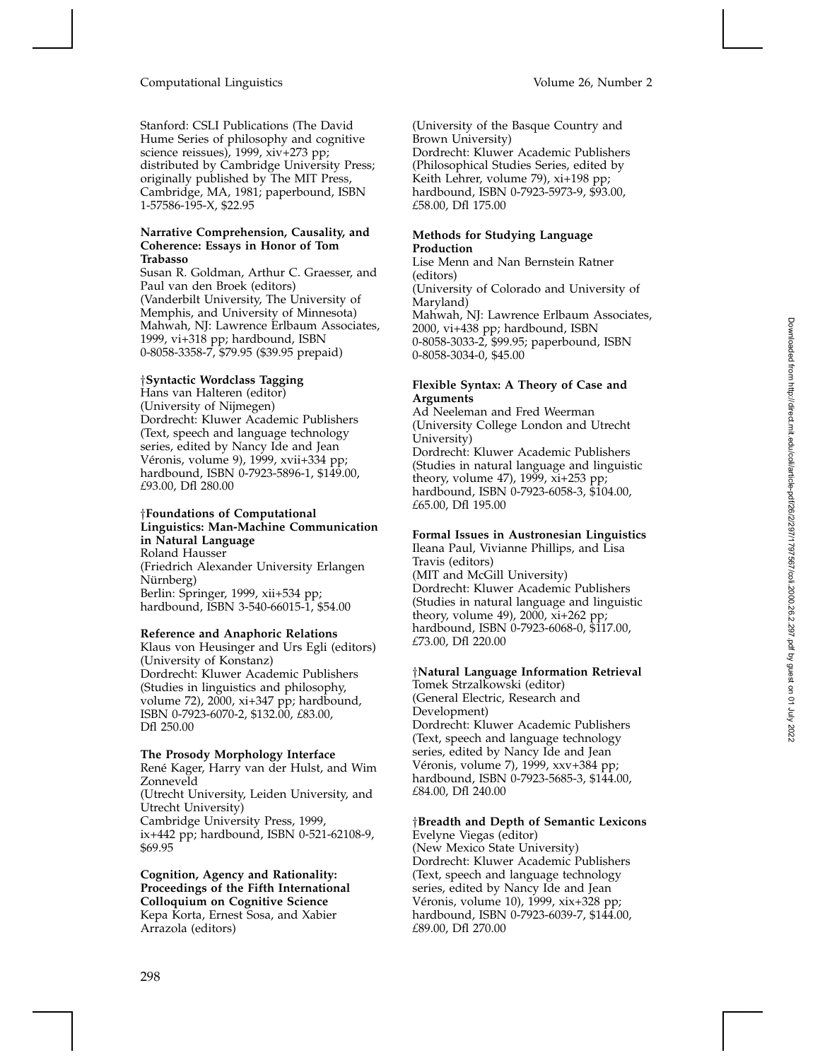Stanford: CSLI Publications (The David Hume Series of philosophy and cognitive science reissues), 1999, xiv+273 pp; distributed by Cambridge University Press; originally published by The MIT Press, Cambridge, MA, 1981; paperbound, ISBN 1-57586-195-X, $22.95

**Narrative Comprehension, Causality, and Coherence: Essays in Honor of Tom Trabasso**
Susan R. Goldman, Arthur C. Graesser, and Paul van den Broek (editors)
(Vanderbilt University, The University of Memphis, and University of Minnesota)
Mahwah, NJ: Lawrence Erlbaum Associates, 1999, vi+318 pp; hardbound, ISBN 0-8058-3358-7, $79.95 ($39.95 prepaid)

†**Syntactic Wordclass Tagging**
Hans van Halteren (editor)
(University of Nijmegen)
Dordrecht: Kluwer Academic Publishers (Text, speech and language technology series, edited by Nancy Ide and Jean Véronis, volume 9), 1999, xvii+334 pp; hardbound, ISBN 0-7923-5896-1, $149.00, £93.00, Dfl 280.00

†**Foundations of Computational Linguistics: Man-Machine Communication in Natural Language**
Roland Hausser
(Friedrich Alexander University Erlangen Nürnberg)
Berlin: Springer, 1999, xii+534 pp; hardbound, ISBN 3-540-66015-1, $54.00

**Reference and Anaphoric Relations**
Klaus von Heusinger and Urs Egli (editors)
(University of Konstanz)
Dordrecht: Kluwer Academic Publishers (Studies in linguistics and philosophy, volume 72), 2000, xi+347 pp; hardbound, ISBN 0-7923-6070-2, $132.00, £83.00, Dfl 250.00

**The Prosody Morphology Interface**
René Kager, Harry van der Hulst, and Wim Zonneveld
(Utrecht University, Leiden University, and Utrecht University)
Cambridge University Press, 1999, ix+442 pp; hardbound, ISBN 0-521-62108-9, $69.95

**Cognition, Agency and Rationality: Proceedings of the Fifth International Colloquium on Cognitive Science**
Kepa Korta, Ernest Sosa, and Xabier Arrazola (editors)
(University of the Basque Country and Brown University)
Dordrecht: Kluwer Academic Publishers (Philosophical Studies Series, edited by Keith Lehrer, volume 79), xi+198 pp; hardbound, ISBN 0-7923-5973-9, $93.00, £58.00, Dfl 175.00

**Methods for Studying Language Production**
Lise Menn and Nan Bernstein Ratner (editors)
(University of Colorado and University of Maryland)
Mahwah, NJ: Lawrence Erlbaum Associates, 2000, vi+438 pp; hardbound, ISBN 0-8058-3033-2, $99.95; paperbound, ISBN 0-8058-3034-0, $45.00

**Flexible Syntax: A Theory of Case and Arguments**
Ad Neeleman and Fred Weerman
(University College London and Utrecht University)
Dordrecht: Kluwer Academic Publishers (Studies in natural language and linguistic theory, volume 47), 1999, xi+253 pp; hardbound, ISBN 0-7923-6058-3, $104.00, £65.00, Dfl 195.00

**Formal Issues in Austronesian Linguistics**
Ileana Paul, Vivianne Phillips, and Lisa Travis (editors)
(MIT and McGill University)
Dordrecht: Kluwer Academic Publishers (Studies in natural language and linguistic theory, volume 49), 2000, xi+262 pp; hardbound, ISBN 0-7923-6068-0, $117.00, £73.00, Dfl 220.00

†**Natural Language Information Retrieval**
Tomek Strzalkowski (editor)
(General Electric, Research and Development)
Dordrecht: Kluwer Academic Publishers (Text, speech and language technology series, edited by Nancy Ide and Jean Véronis, volume 7), 1999, xxv+384 pp; hardbound, ISBN 0-7923-5685-3, $144.00, £84.00, Dfl 240.00

†**Breadth and Depth of Semantic Lexicons**
Evelyne Viegas (editor)
(New Mexico State University)
Dordrecht: Kluwer Academic Publishers (Text, speech and language technology series, edited by Nancy Ide and Jean Véronis, volume 10), 1999, xix+328 pp; hardbound, ISBN 0-7923-6039-7, $144.00, £89.00, Dfl 270.00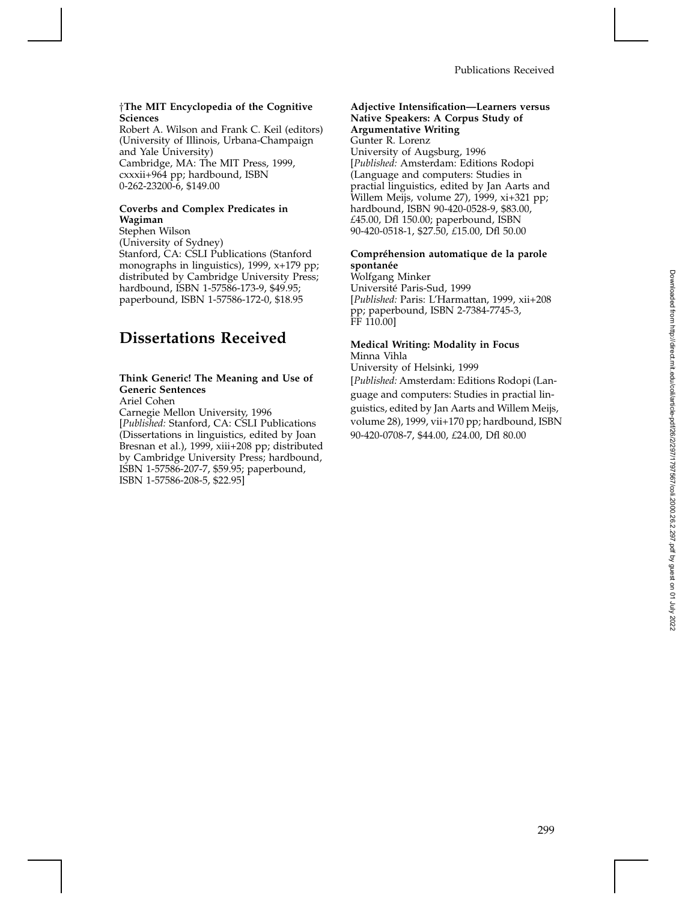**†The MIT Encyclopedia of the Cognitive Sciences**
Robert A. Wilson and Frank C. Keil (editors)
(University of Illinois, Urbana-Champaign and Yale University)
Cambridge, MA: The MIT Press, 1999, cxxxii+964 pp; hardbound, ISBN 0-262-23200-6, $149.00

**Coverbs and Complex Predicates in Wagiman**
Stephen Wilson
(University of Sydney)
Stanford, CA: CSLI Publications (Stanford monographs in linguistics), 1999, x+179 pp; distributed by Cambridge University Press; hardbound, ISBN 1-57586-173-9, $49.95; paperbound, ISBN 1-57586-172-0, $18.95

# Dissertations Received

**Think Generic! The Meaning and Use of Generic Sentences**
Ariel Cohen
Carnegie Mellon University, 1996
[*Published:* Stanford, CA: CSLI Publications (Dissertations in linguistics, edited by Joan Bresnan et al.), 1999, xiii+208 pp; distributed by Cambridge University Press; hardbound, ISBN 1-57586-207-7, $59.95; paperbound, ISBN 1-57586-208-5, $22.95]

**Adjective Intensification—Learners versus Native Speakers: A Corpus Study of Argumentative Writing**
Gunter R. Lorenz
University of Augsburg, 1996
[*Published:* Amsterdam: Editions Rodopi (Language and computers: Studies in practial linguistics, edited by Jan Aarts and Willem Meijs, volume 27), 1999, xi+321 pp; hardbound, ISBN 90-420-0528-9, $83.00, £45.00, Dfl 150.00; paperbound, ISBN 90-420-0518-1, $27.50, £15.00, Dfl 50.00

**Compréhension automatique de la parole spontanée**
Wolfgang Minker
Université Paris-Sud, 1999
[*Published:* Paris: L'Harmattan, 1999, xii+208 pp; paperbound, ISBN 2-7384-7745-3, FF 110.00]

**Medical Writing: Modality in Focus**
Minna Vihla
University of Helsinki, 1999
[*Published:* Amsterdam: Editions Rodopi (Language and computers: Studies in practial linguistics, edited by Jan Aarts and Willem Meijs, volume 28), 1999, vii+170 pp; hardbound, ISBN 90-420-0708-7, $44.00, £24.00, Dfl 80.00